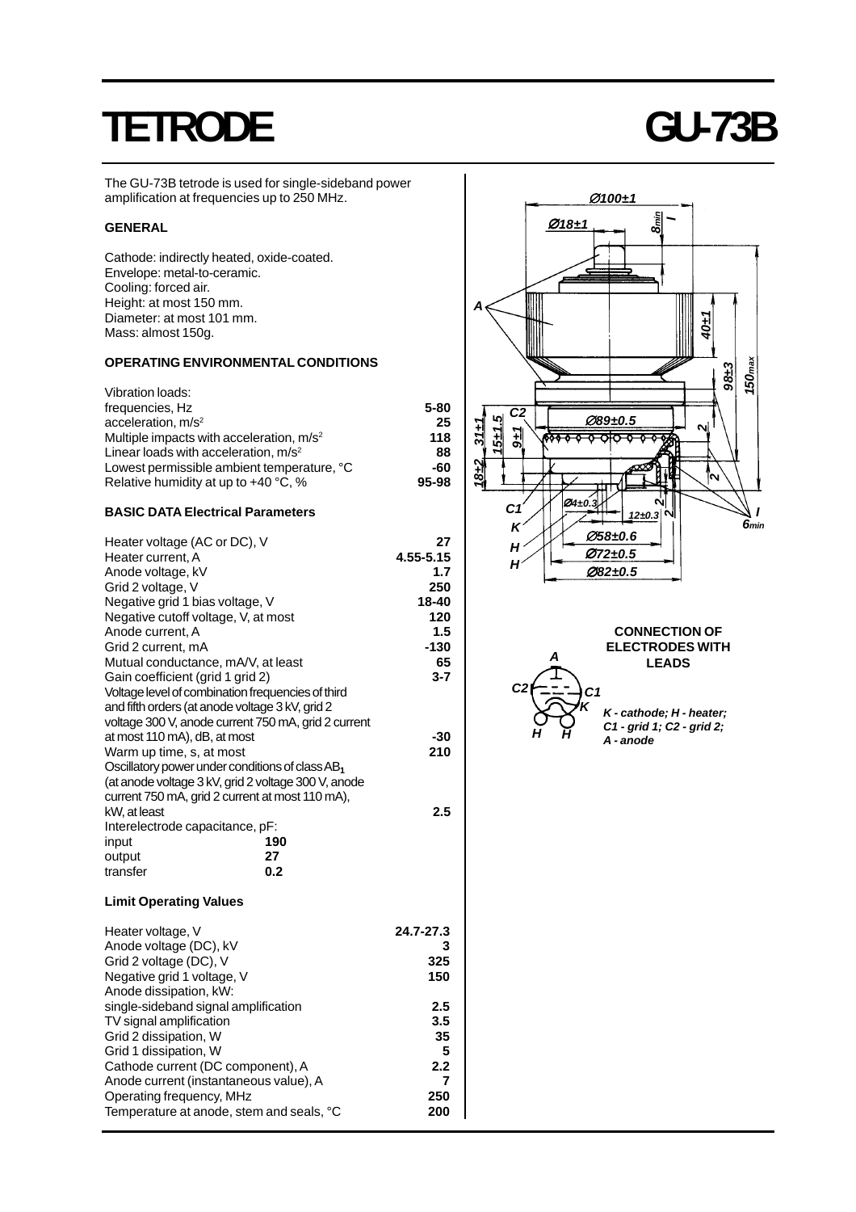# TETRODE GU-73B

The GU-73B tetrode is used for single-sideband power amplification at frequencies up to 250 MHz.

### GENERAL

Cathode: indirectly heated, oxide-coated.
Envelope: metal-to-ceramic.
Cooling: forced air.
Height: at most 150 mm.
Diameter: at most 101 mm.
Mass: almost 150g.

### OPERATING ENVIRONMENTAL CONDITIONS

| Vibration loads: | |
|---|---|
| frequencies, Hz | 5-80 |
| acceleration, $m/s^2$ | 25 |
| Multiple impacts with acceleration, $m/s^2$ | 118 |
| Linear loads with acceleration, $m/s^2$ | 88 |
| Lowest permissible ambient temperature, °C | -60 |
| Relative humidity at up to +40 °C, % | 95-98 |

### BASIC DATA Electrical Parameters

| | |
|---|---|
| Heater voltage (AC or DC), V | 27 |
| Heater current, A | 4.55-5.15 |
| Anode voltage, kV | 1.7 |
| Grid 2 voltage, V | 250 |
| Negative grid 1 bias voltage, V | 18-40 |
| Negative cutoff voltage, V, at most | 120 |
| Anode current, A | 1.5 |
| Grid 2 current, mA | -130 |
| Mutual conductance, mA/V, at least | 65 |
| Gain coefficient (grid 1 grid 2) | 3-7 |
| Voltage level of combination frequencies of third and fifth orders (at anode voltage 3 kV, grid 2 voltage 300 V, anode current 750 mA, grid 2 current at most 110 mA), dB, at most | -30 |
| Warm up time, s, at most | 210 |
| Oscillatory power under conditions of class $AB_1$ (at anode voltage 3 kV, grid 2 voltage 300 V, anode current 750 mA, grid 2 current at most 110 mA), kW, at least | 2.5 |

Interelectrode capacitance, pF:

| | |
|---|---|
| input | 190 |
| output | 27 |
| transfer | 0.2 |

### Limit Operating Values

| | |
|---|---|
| Heater voltage, V | 24.7-27.3 |
| Anode voltage (DC), kV | 3 |
| Grid 2 voltage (DC), V | 325 |
| Negative grid 1 voltage, V | 150 |
| Anode dissipation, kW: | |
| single-sideband signal amplification | 2.5 |
| TV signal amplification | 3.5 |
| Grid 2 dissipation, W | 35 |
| Grid 1 dissipation, W | 5 |
| Cathode current (DC component), A | 2.2 |
| Anode current (instantaneous value), A | 7 |
| Operating frequency, MHz | 250 |
| Temperature at anode, stem and seals, °C | 200 |

### CONNECTION OF ELECTRODES WITH LEADS

K - cathode; H - heater; C1 - grid 1; C2 - grid 2; A - anode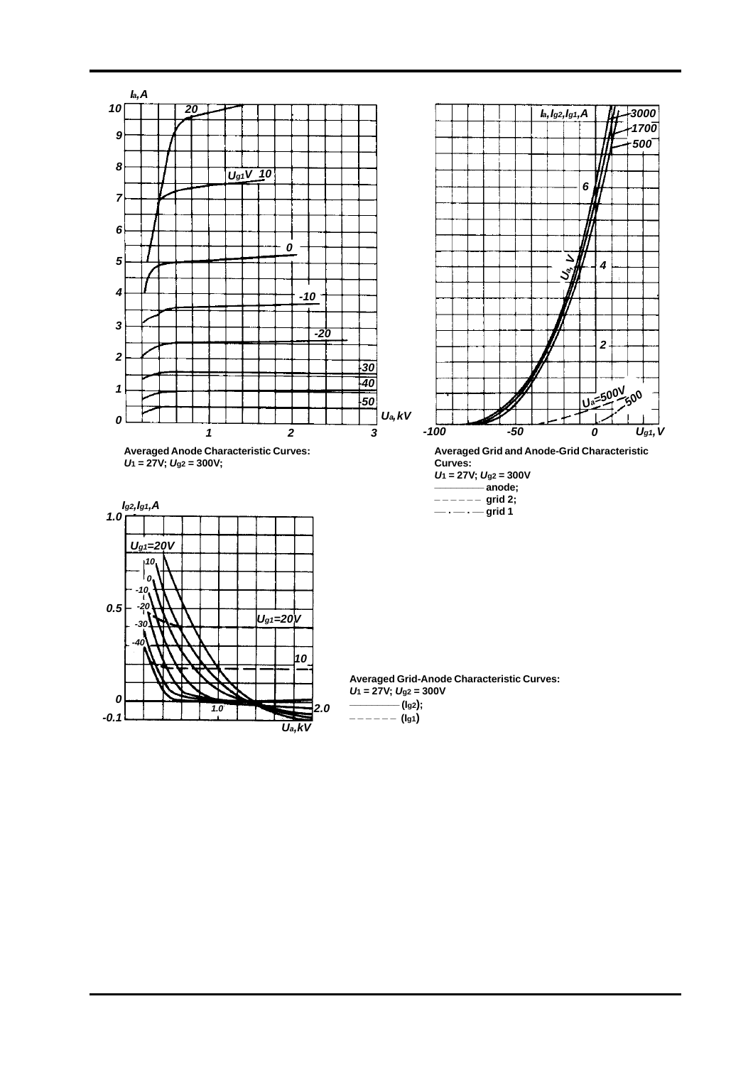$I_a$,A

10
9
8
7
6
5
4
3
2
1
0

20

$U_{g1}$V 10

0

-10

-20

-30

-40

-50

$U_a$, kV

1
2
3

**Averaged Anode Characteristic Curves:**
**$U_1$ = 27V; $U_{g2}$ = 300V;**

$I_a$, $I_{g2}$, $I_{g1}$, A

3000
1700
500

6

4

2

$U_a$, V

$U_a$=500V
500

-100
-50
0
$U_{g1}$, V

**Averaged Grid and Anode-Grid Characteristic Curves:**
**$U_1$ = 27V; $U_{g2}$ = 300V**
**anode;**
**grid 2;**
**grid 1**

$I_{g2}$, $I_{g1}$, A

1.0

$U_{g1}$=20V
10
0
-10
-20
-30
-40

0.5

$U_{g1}$=20V

10

0
-0.1

1.0
2.0
$U_a$, kV

**Averaged Grid-Anode Characteristic Curves:**
**$U_1$ = 27V; $U_{g2}$ = 300V**
**($I_{g2}$);**
**($I_{g1}$)**